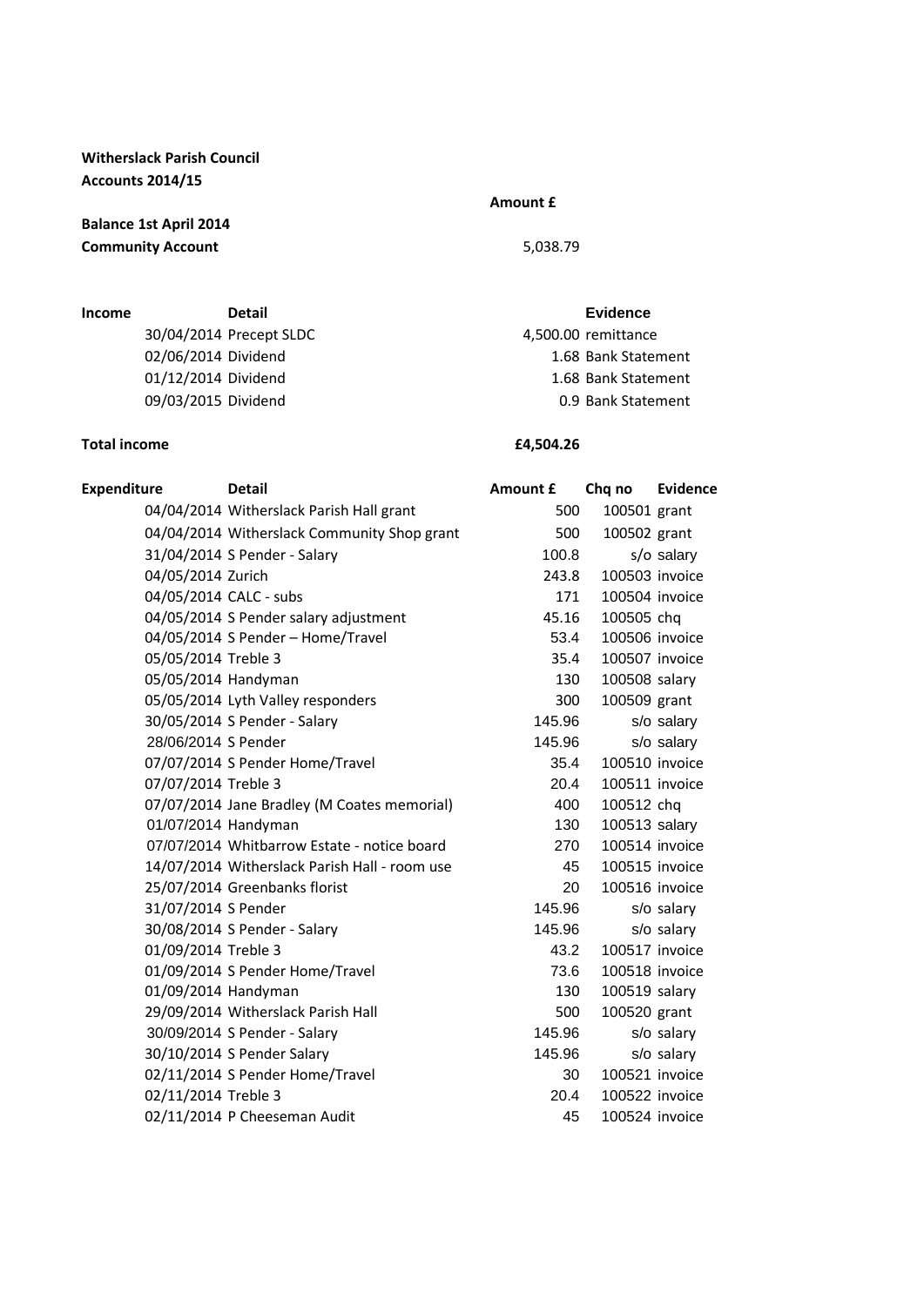**Witherslack Parish Council**
**Accounts 2014/15**

| | | **Amount £** |
|---|---|---|
| **Balance 1st April 2014** | | |
| **Community Account** | | 5,038.79 |

| **Income** | **Detail** | | **Evidence** |
|---|---|---|---|
| 30/04/2014 | Precept SLDC | 4,500.00 | remittance |
| 02/06/2014 | Dividend | 1.68 | Bank Statement |
| 01/12/2014 | Dividend | 1.68 | Bank Statement |
| 09/03/2015 | Dividend | 0.9 | Bank Statement |
| **Total income** | | **£4,504.26** | |

| **Expenditure** | **Detail** | **Amount £** | **Chq no** | **Evidence** |
|---|---|---|---|---|
| 04/04/2014 | Witherslack Parish Hall grant | 500 | 100501 | grant |
| 04/04/2014 | Witherslack Community Shop grant | 500 | 100502 | grant |
| 31/04/2014 | S Pender - Salary | 100.8 | s/o | salary |
| 04/05/2014 | Zurich | 243.8 | 100503 | invoice |
| 04/05/2014 | CALC - subs | 171 | 100504 | invoice |
| 04/05/2014 | S Pender salary adjustment | 45.16 | 100505 | chq |
| 04/05/2014 | S Pender – Home/Travel | 53.4 | 100506 | invoice |
| 05/05/2014 | Treble 3 | 35.4 | 100507 | invoice |
| 05/05/2014 | Handyman | 130 | 100508 | salary |
| 05/05/2014 | Lyth Valley responders | 300 | 100509 | grant |
| 30/05/2014 | S Pender - Salary | 145.96 | s/o | salary |
| 28/06/2014 | S Pender | 145.96 | s/o | salary |
| 07/07/2014 | S Pender Home/Travel | 35.4 | 100510 | invoice |
| 07/07/2014 | Treble 3 | 20.4 | 100511 | invoice |
| 07/07/2014 | Jane Bradley (M Coates memorial) | 400 | 100512 | chq |
| 01/07/2014 | Handyman | 130 | 100513 | salary |
| 07/07/2014 | Whitbarrow Estate - notice board | 270 | 100514 | invoice |
| 14/07/2014 | Witherslack Parish Hall - room use | 45 | 100515 | invoice |
| 25/07/2014 | Greenbanks florist | 20 | 100516 | invoice |
| 31/07/2014 | S Pender | 145.96 | s/o | salary |
| 30/08/2014 | S Pender - Salary | 145.96 | s/o | salary |
| 01/09/2014 | Treble 3 | 43.2 | 100517 | invoice |
| 01/09/2014 | S Pender Home/Travel | 73.6 | 100518 | invoice |
| 01/09/2014 | Handyman | 130 | 100519 | salary |
| 29/09/2014 | Witherslack Parish Hall | 500 | 100520 | grant |
| 30/09/2014 | S Pender - Salary | 145.96 | s/o | salary |
| 30/10/2014 | S Pender Salary | 145.96 | s/o | salary |
| 02/11/2014 | S Pender Home/Travel | 30 | 100521 | invoice |
| 02/11/2014 | Treble 3 | 20.4 | 100522 | invoice |
| 02/11/2014 | P Cheeseman Audit | 45 | 100524 | invoice |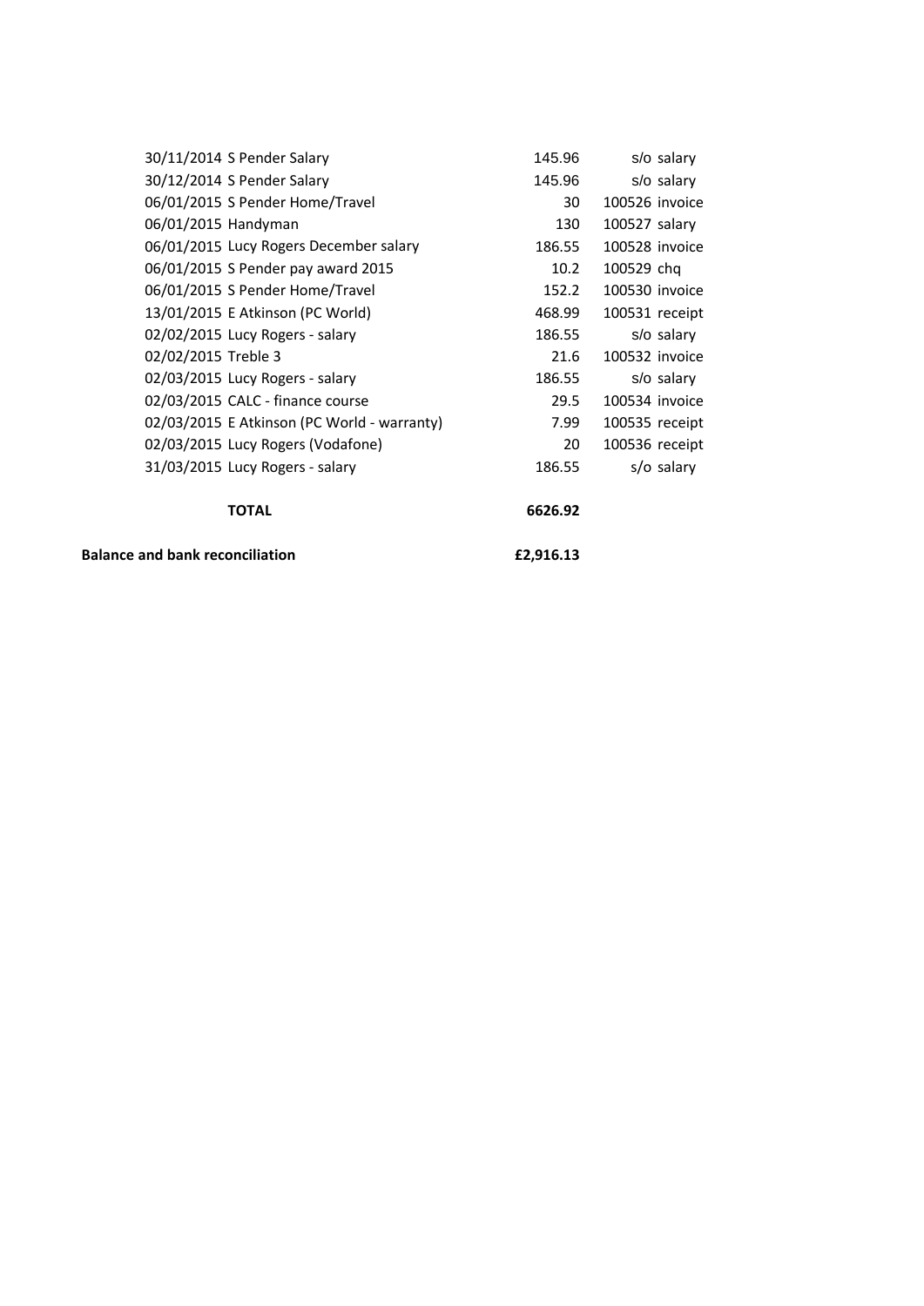| | | | | |
|---|---|---|---|---|
| 30/11/2014 | S Pender Salary | 145.96 | | s/o salary |
| 30/12/2014 | S Pender Salary | 145.96 | | s/o salary |
| 06/01/2015 | S Pender Home/Travel | 30 | 100526 | invoice |
| 06/01/2015 | Handyman | 130 | 100527 | salary |
| 06/01/2015 | Lucy Rogers December salary | 186.55 | 100528 | invoice |
| 06/01/2015 | S Pender pay award 2015 | 10.2 | 100529 | chq |
| 06/01/2015 | S Pender Home/Travel | 152.2 | 100530 | invoice |
| 13/01/2015 | E Atkinson (PC World) | 468.99 | 100531 | receipt |
| 02/02/2015 | Lucy Rogers - salary | 186.55 | | s/o salary |
| 02/02/2015 | Treble 3 | 21.6 | 100532 | invoice |
| 02/03/2015 | Lucy Rogers - salary | 186.55 | | s/o salary |
| 02/03/2015 | CALC - finance course | 29.5 | 100534 | invoice |
| 02/03/2015 | E Atkinson (PC World - warranty) | 7.99 | 100535 | receipt |
| 02/03/2015 | Lucy Rogers (Vodafone) | 20 | 100536 | receipt |
| 31/03/2015 | Lucy Rogers - salary | 186.55 | | s/o salary |
| | **TOTAL** | **6626.92** | | |
| **Balance and bank reconciliation** | | **£2,916.13** | | |